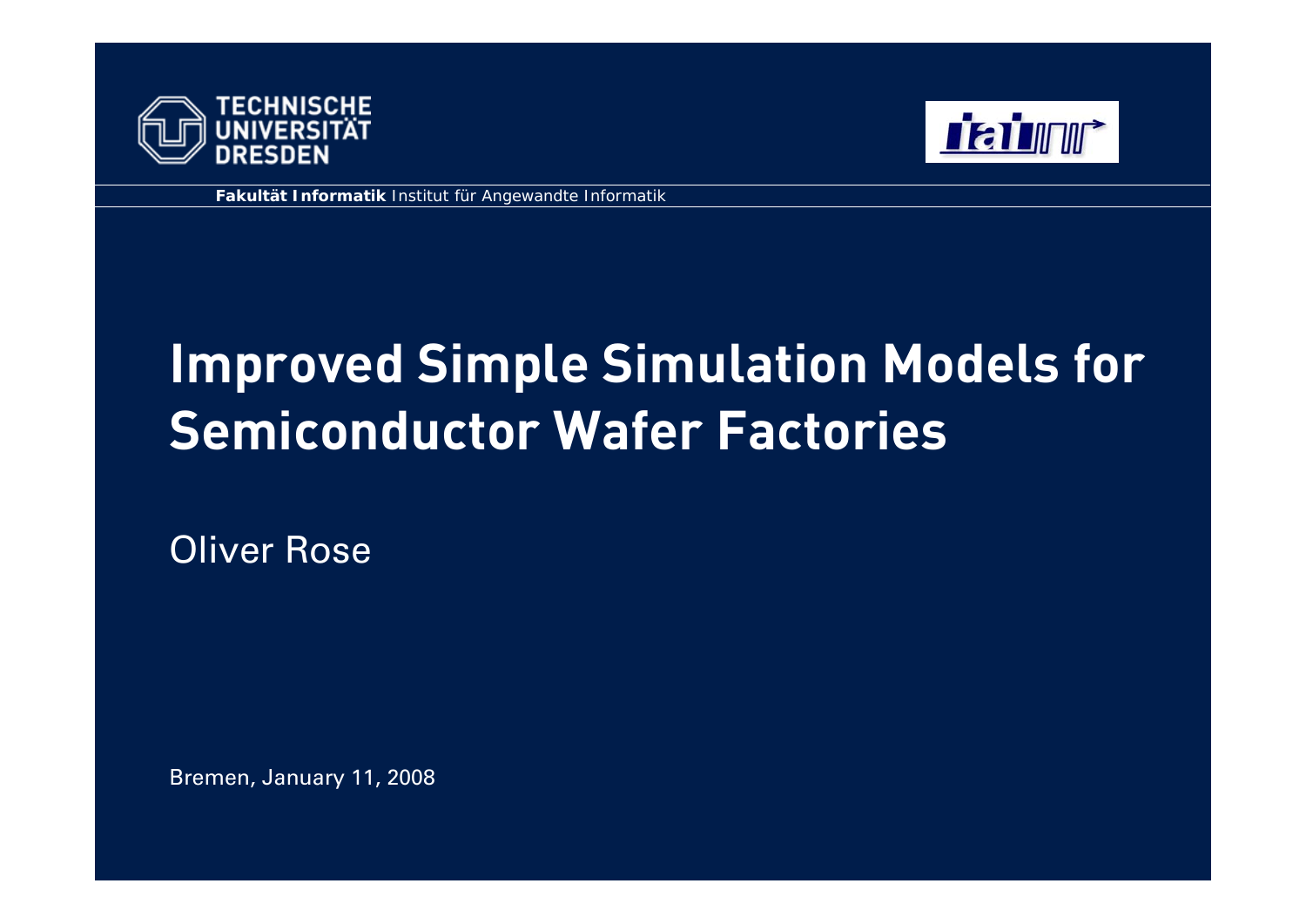TECHNISCHE UNIVERSITÄT DRESDEN

**Fakultät Informatik** Institut für Angewandte Informatik

# Improved Simple Simulation Models for Semiconductor Wafer Factories

Oliver Rose

Bremen, January 11, 2008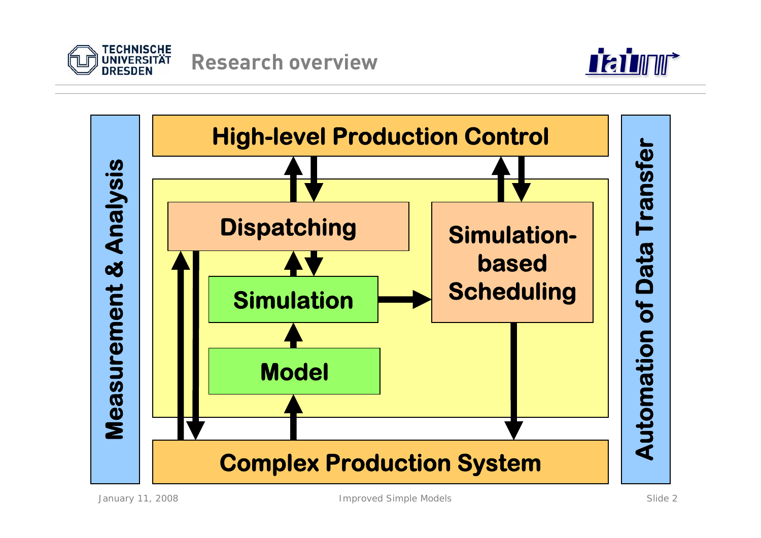# Research overview

Measurement & Analysis

High-level Production Control

Dispatching

Simulation-based Scheduling

Simulation

Model

Complex Production System

Automation of Data Transfer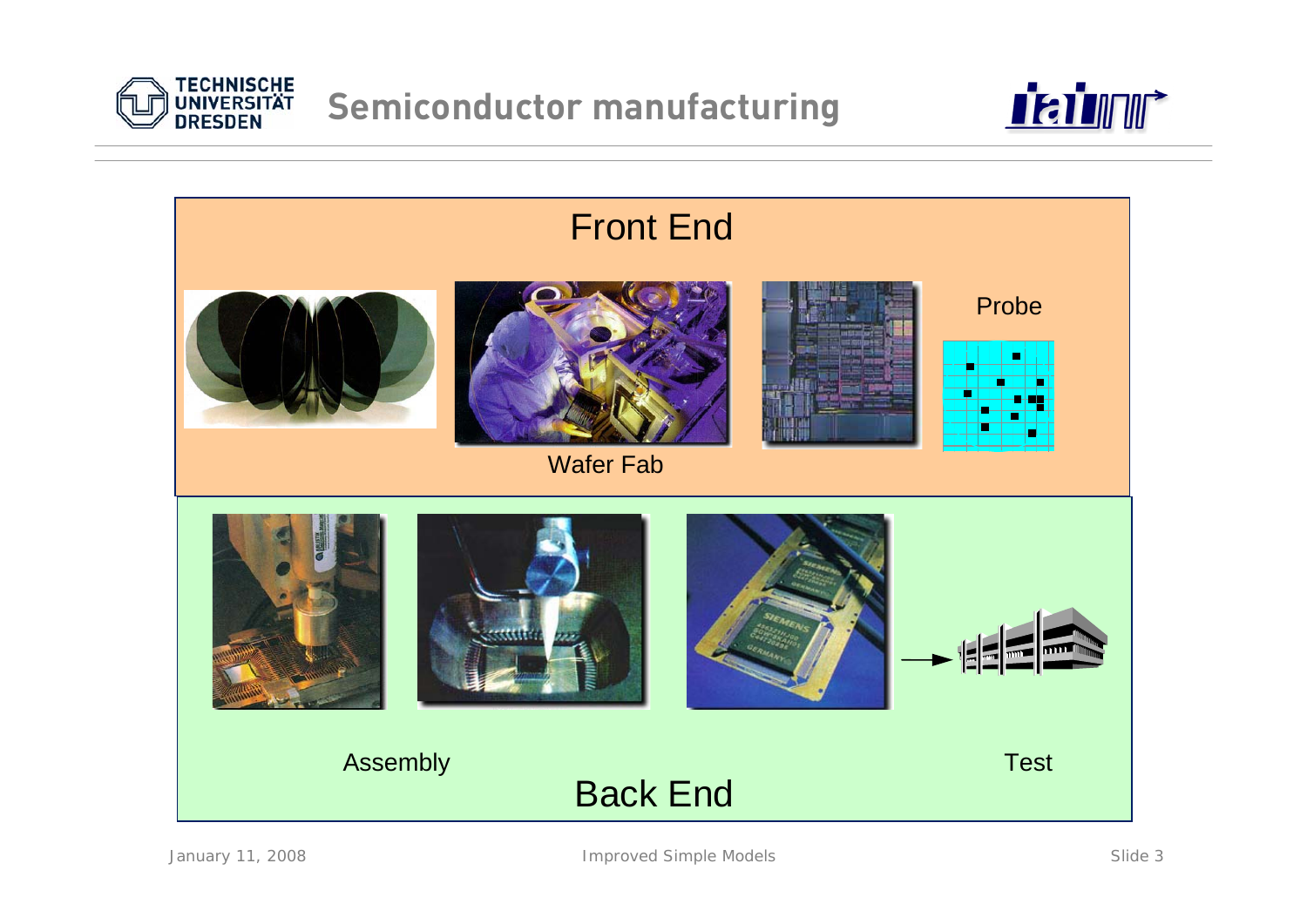# Semiconductor manufacturing

## Front End

Probe

Wafer Fab

## Back End

Assembly

Test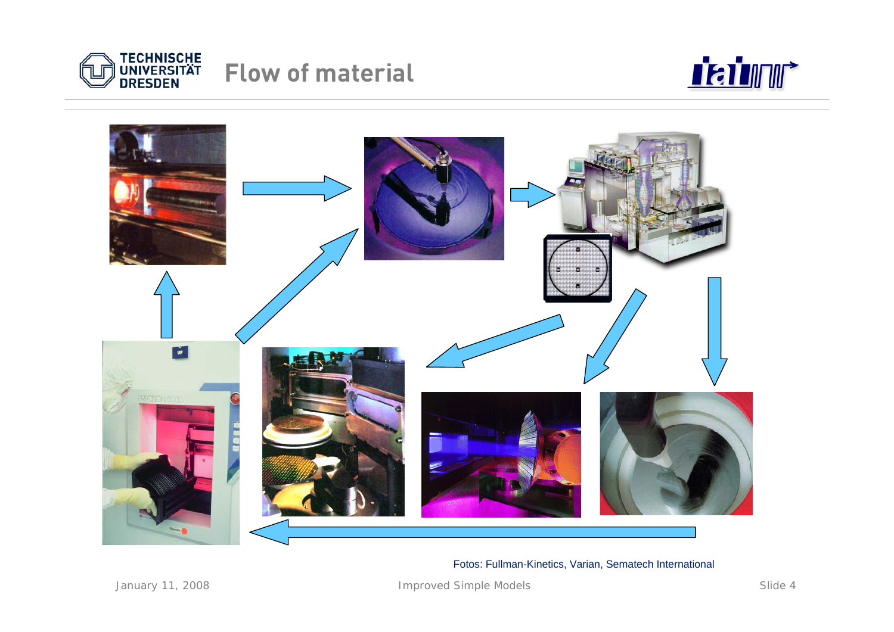# Flow of material

Fotos: Fullman-Kinetics, Varian, Sematech International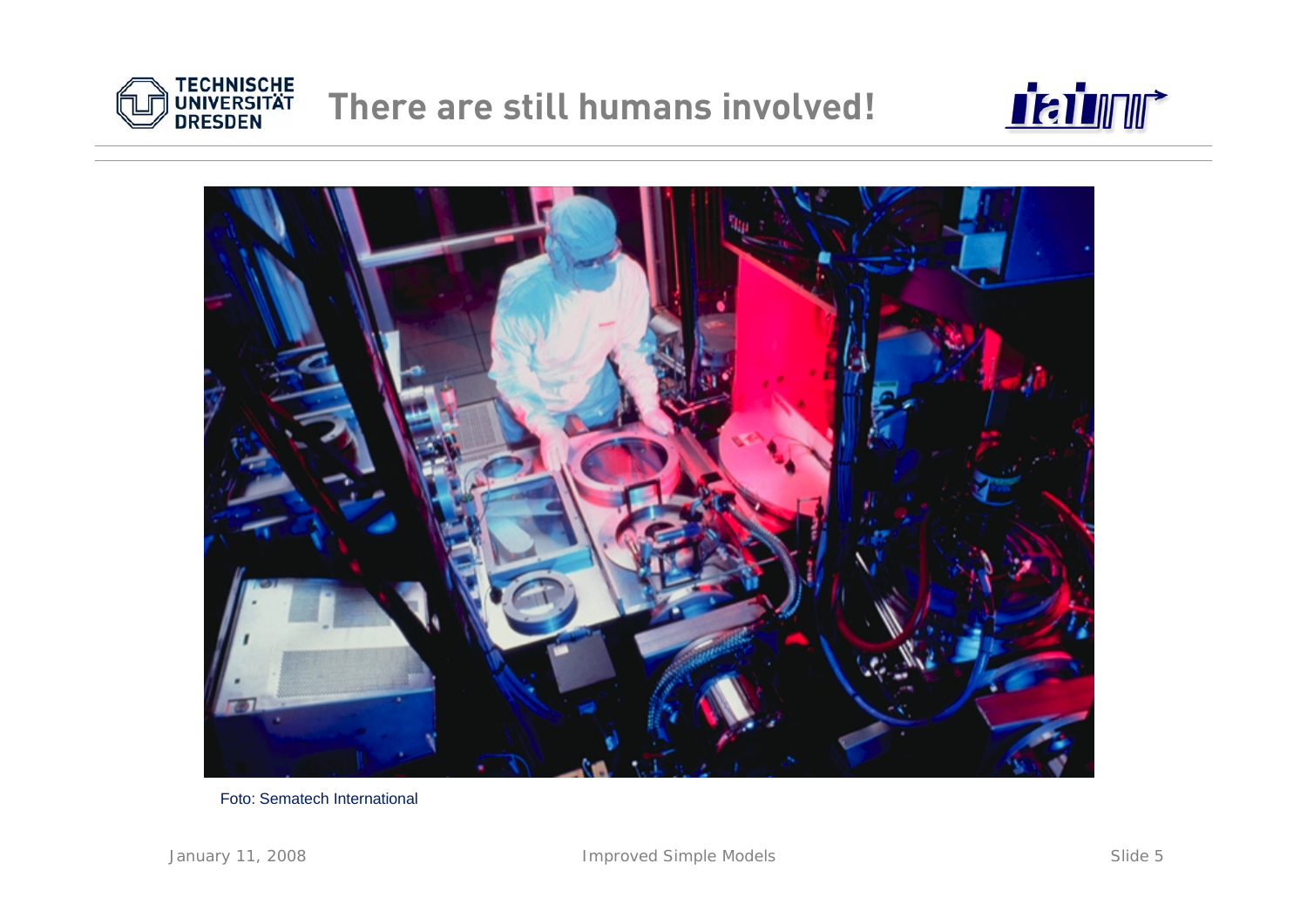# There are still humans involved!

Foto: Sematech International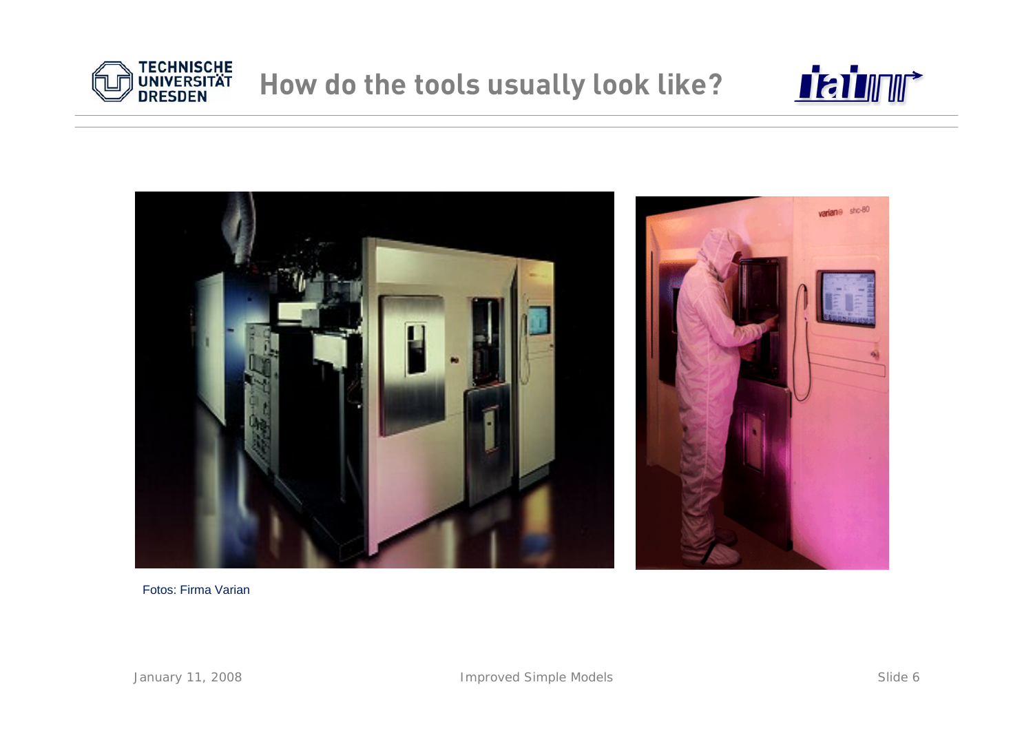# How do the tools usually look like?

Fotos: Firma Varian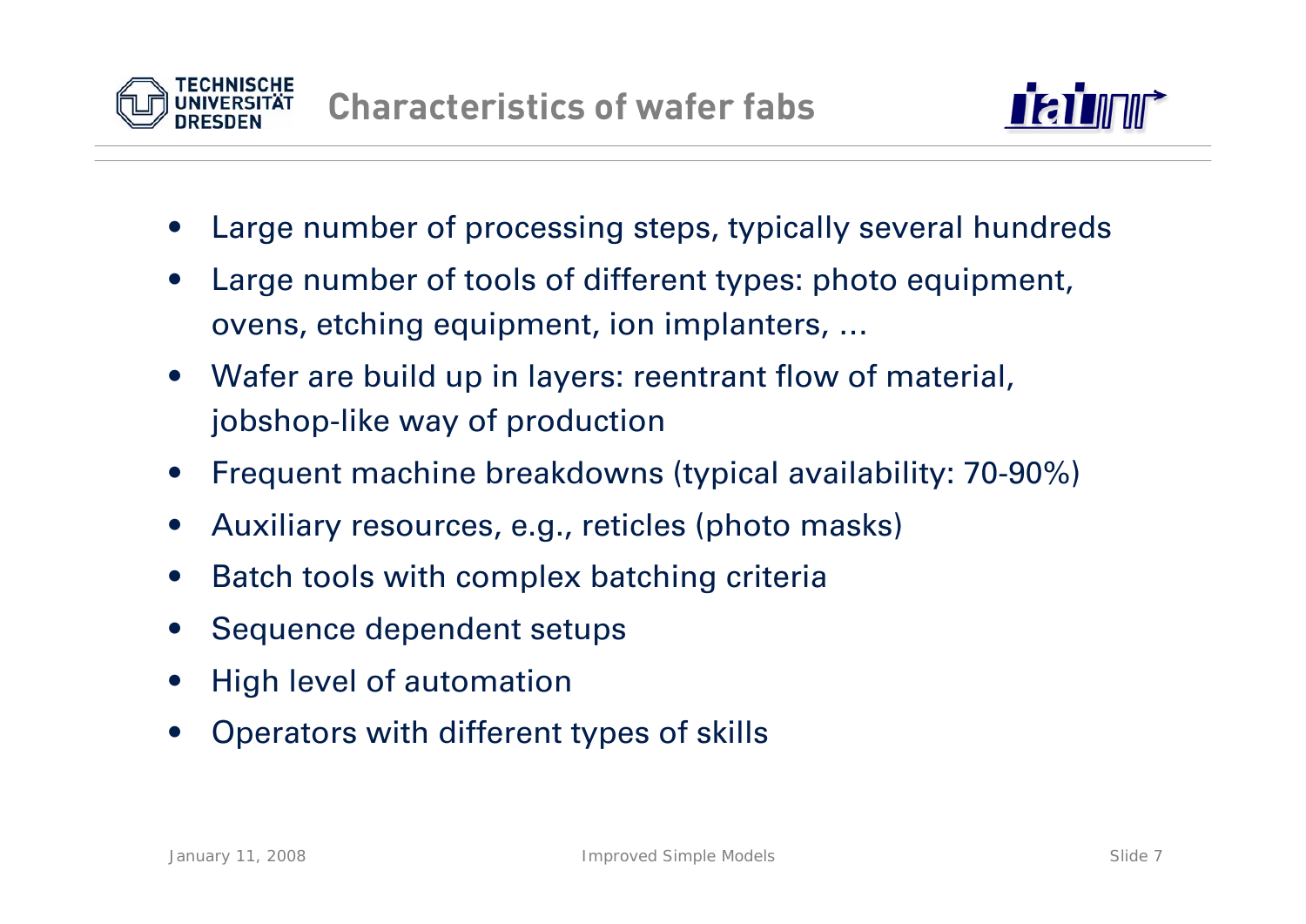# Characteristics of wafer fabs

- Large number of processing steps, typically several hundreds
- Large number of tools of different types: photo equipment, ovens, etching equipment, ion implanters, ...
- Wafer are build up in layers: reentrant flow of material, jobshop-like way of production
- Frequent machine breakdowns (typical availability: 70-90%)
- Auxiliary resources, e.g., reticles (photo masks)
- Batch tools with complex batching criteria
- Sequence dependent setups
- High level of automation
- Operators with different types of skills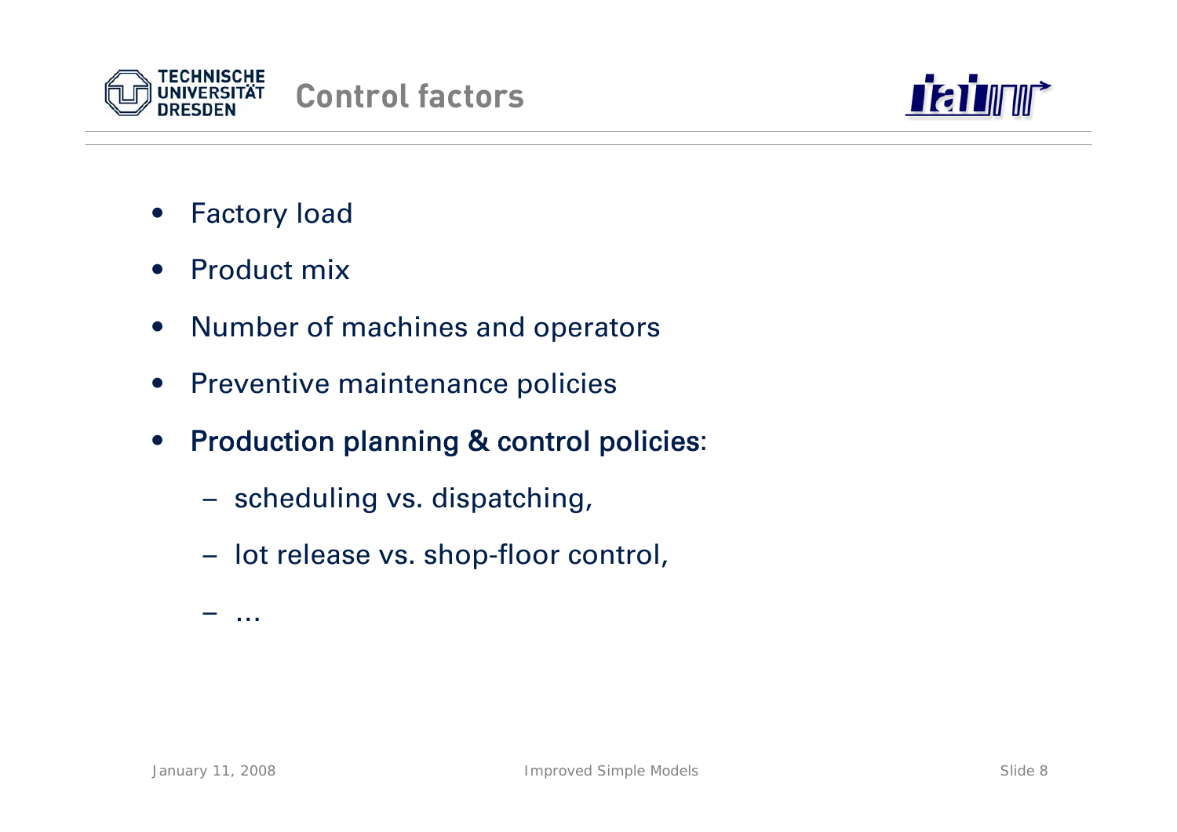# Control factors

- Factory load
- Product mix
- Number of machines and operators
- Preventive maintenance policies
- Production planning & control policies:
  - scheduling vs. dispatching,
  - lot release vs. shop-floor control,
  - ...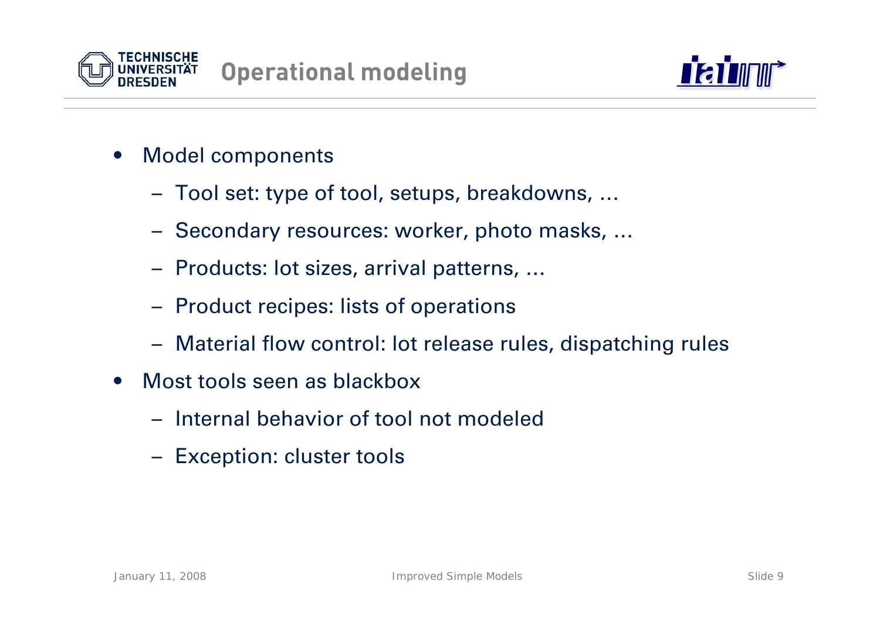# Operational modeling

- Model components
  - Tool set: type of tool, setups, breakdowns, ...
  - Secondary resources: worker, photo masks, ...
  - Products: lot sizes, arrival patterns, ...
  - Product recipes: lists of operations
  - Material flow control: lot release rules, dispatching rules
- Most tools seen as blackbox
  - Internal behavior of tool not modeled
  - Exception: cluster tools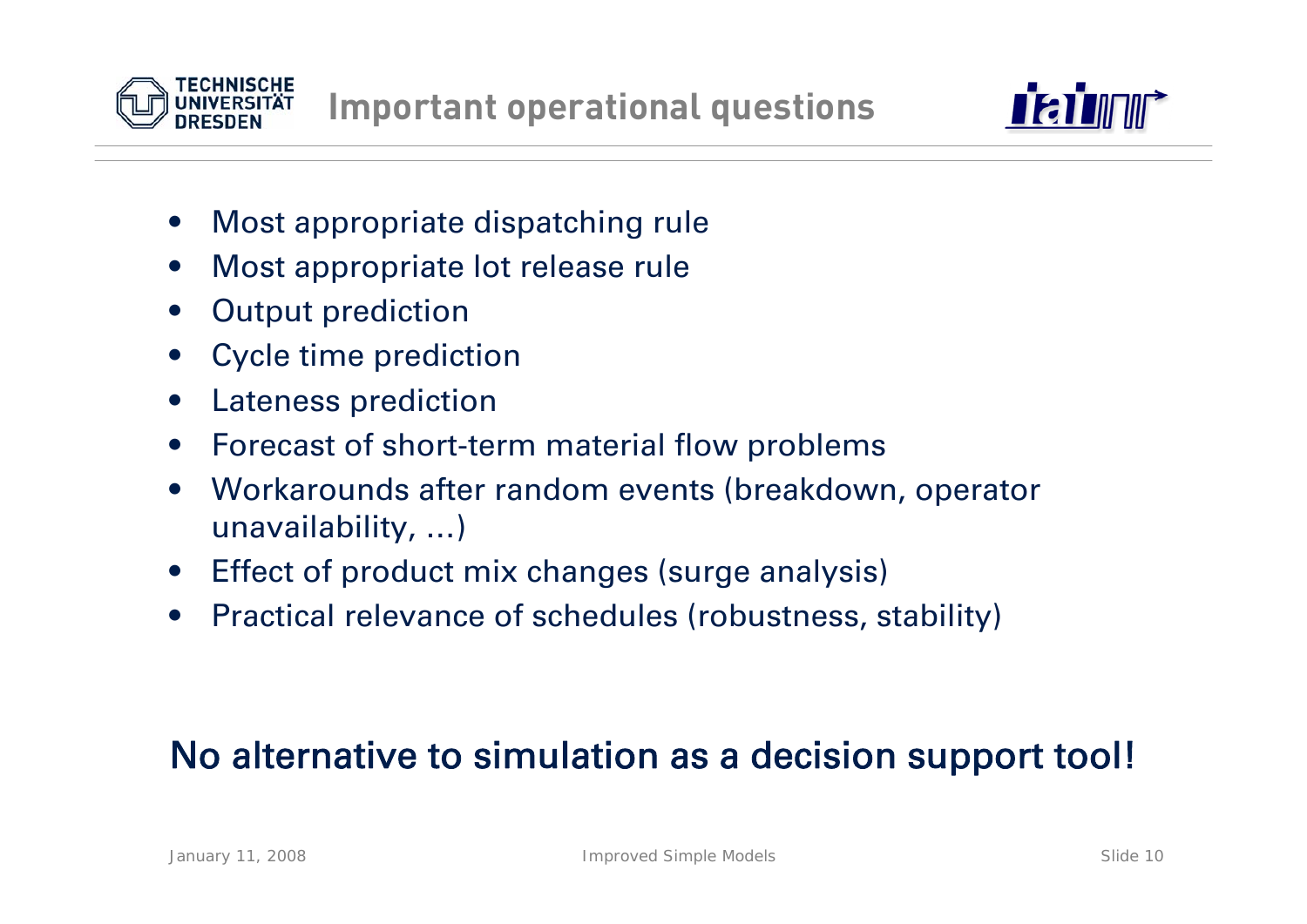# Important operational questions

- Most appropriate dispatching rule
- Most appropriate lot release rule
- Output prediction
- Cycle time prediction
- Lateness prediction
- Forecast of short-term material flow problems
- Workarounds after random events (breakdown, operator unavailability, ...)
- Effect of product mix changes (surge analysis)
- Practical relevance of schedules (robustness, stability)

**No alternative to simulation as a decision support tool!**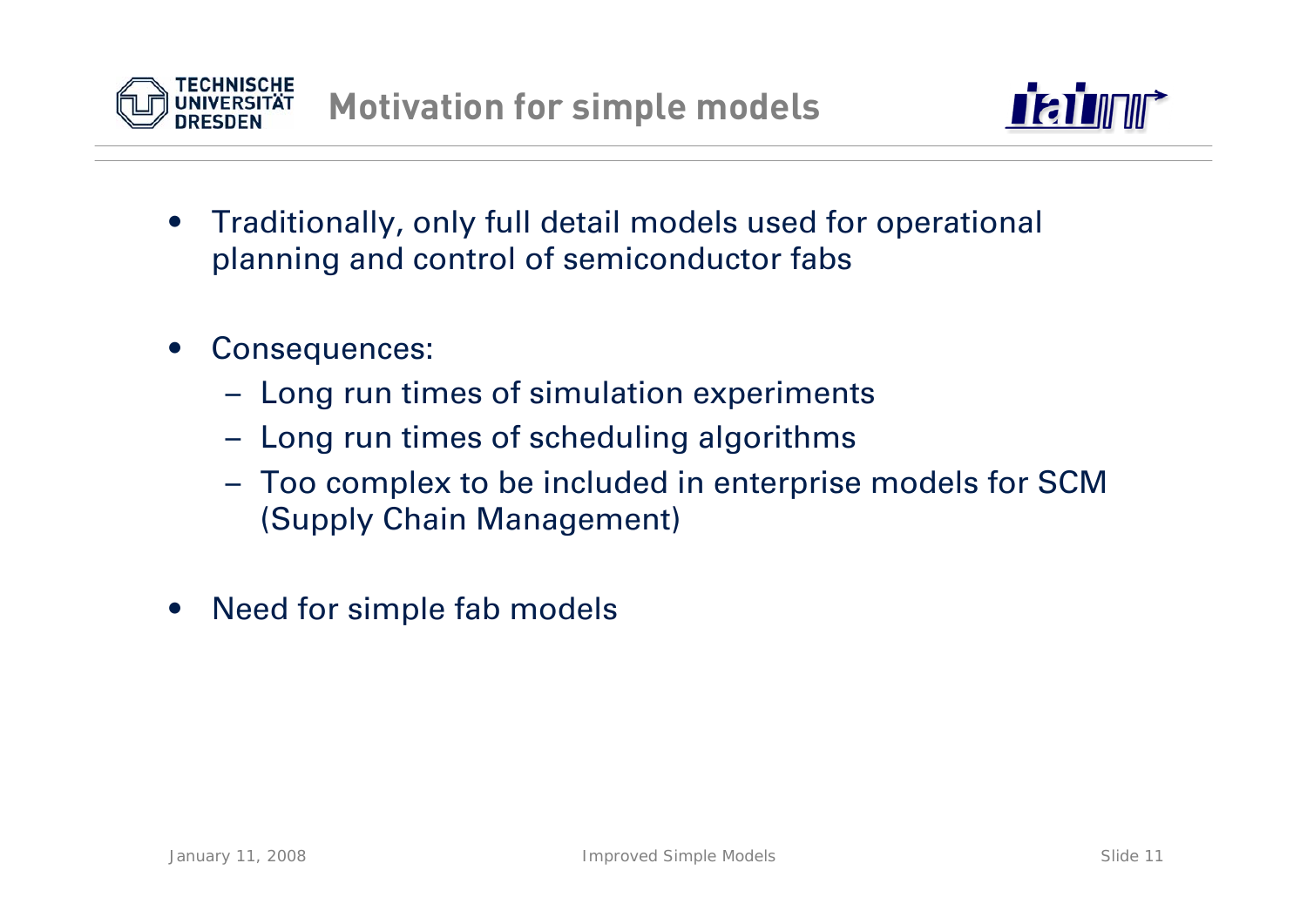# Motivation for simple models

- Traditionally, only full detail models used for operational planning and control of semiconductor fabs
- Consequences:
  - Long run times of simulation experiments
  - Long run times of scheduling algorithms
  - Too complex to be included in enterprise models for SCM (Supply Chain Management)
- Need for simple fab models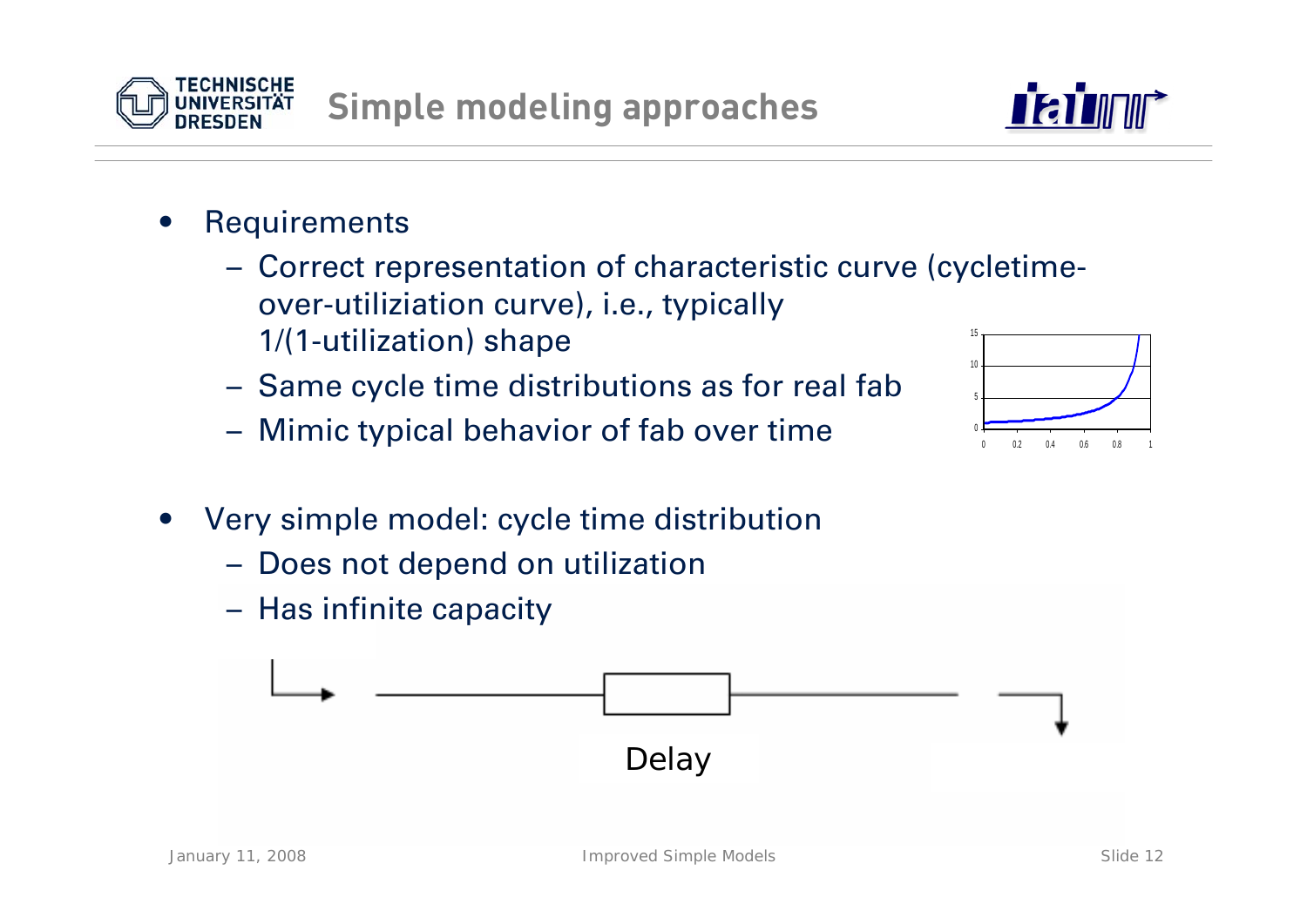# Simple modeling approaches

- Requirements
  - Correct representation of characteristic curve (cycletime-over-utiliziation curve), i.e., typically 1/(1-utilization) shape
  - Same cycle time distributions as for real fab
  - Mimic typical behavior of fab over time
- Very simple model: cycle time distribution
  - Does not depend on utilization
  - Has infinite capacity

Delay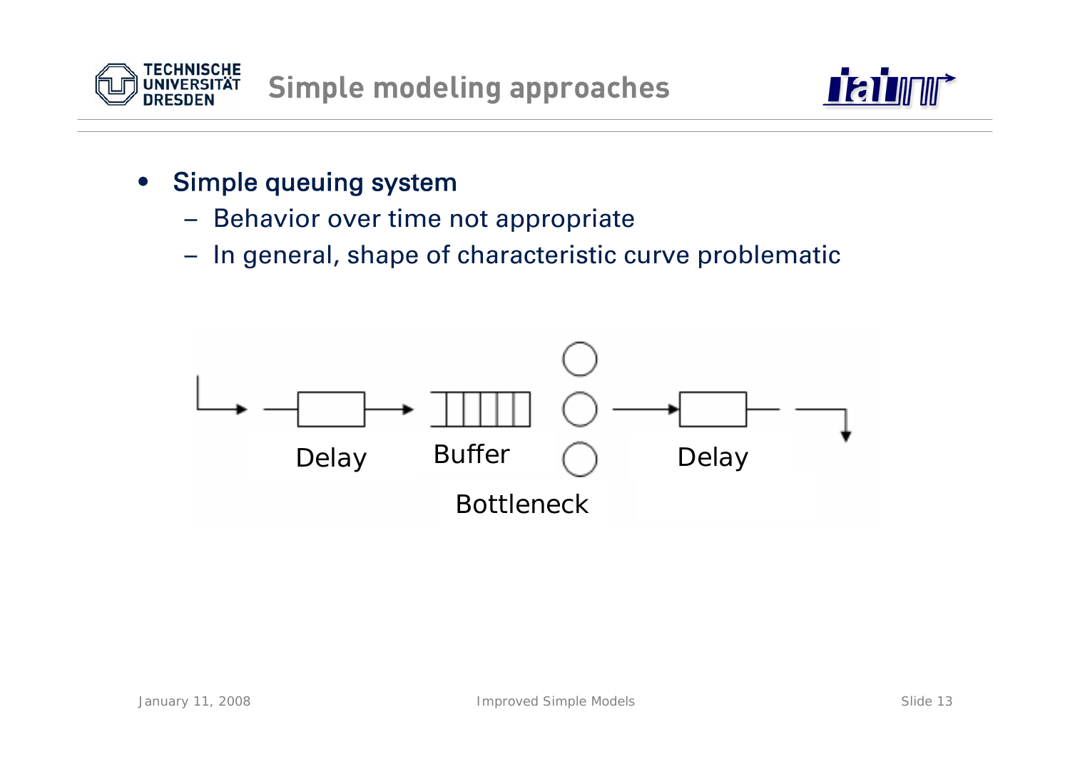# Simple modeling approaches

- Simple queuing system
  - Behavior over time not appropriate
  - In general, shape of characteristic curve problematic

Delay    Buffer    Delay

Bottleneck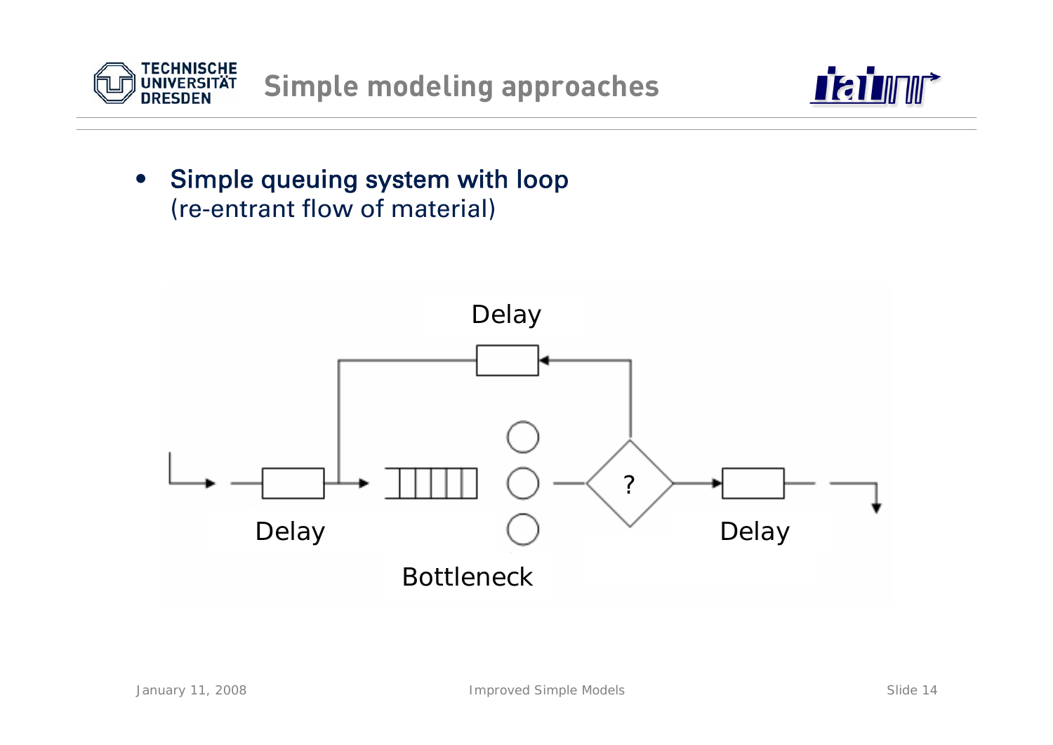# Simple modeling approaches

- **Simple queuing system with loop**
  (re-entrant flow of material)

Delay

Delay

Bottleneck

?

Delay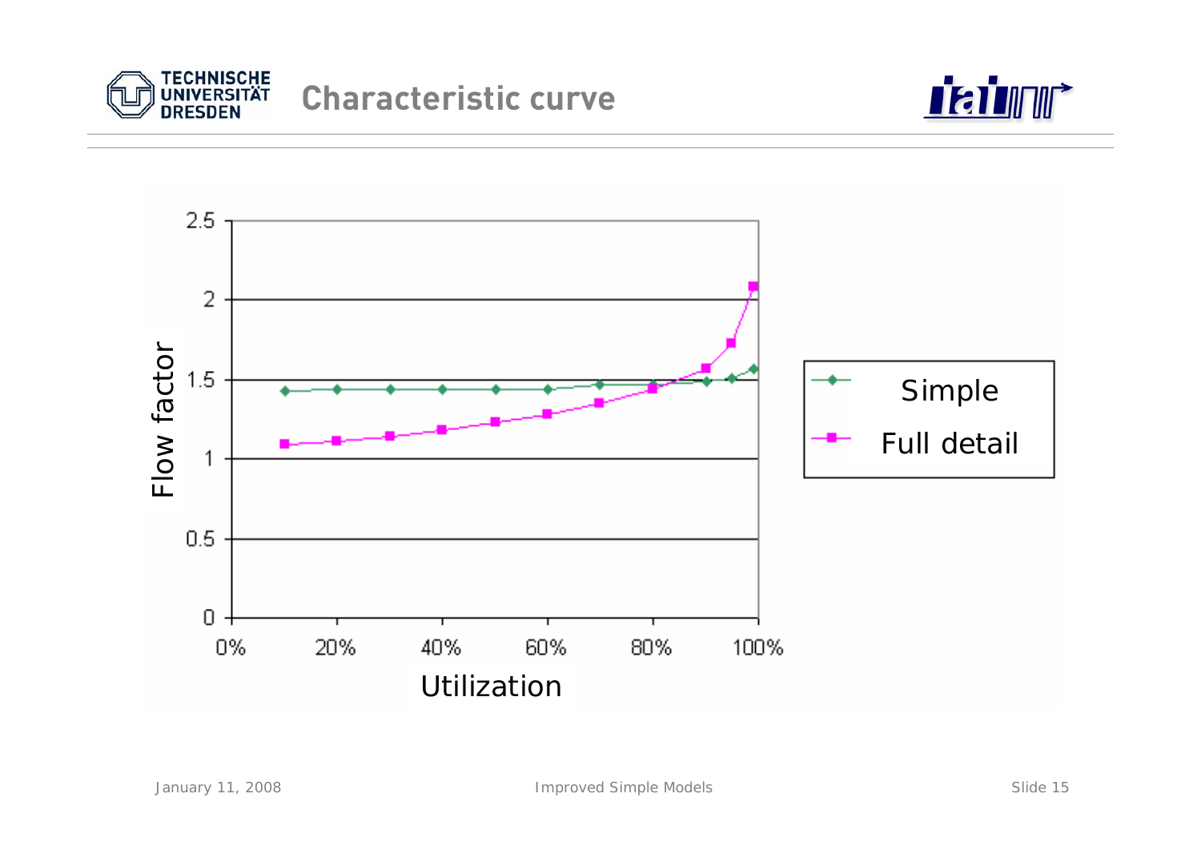# Characteristic curve

Flow factor

2.5

2

1.5

1

0.5

0

0% 20% 40% 60% 80% 100%

Utilization

- Simple
- Full detail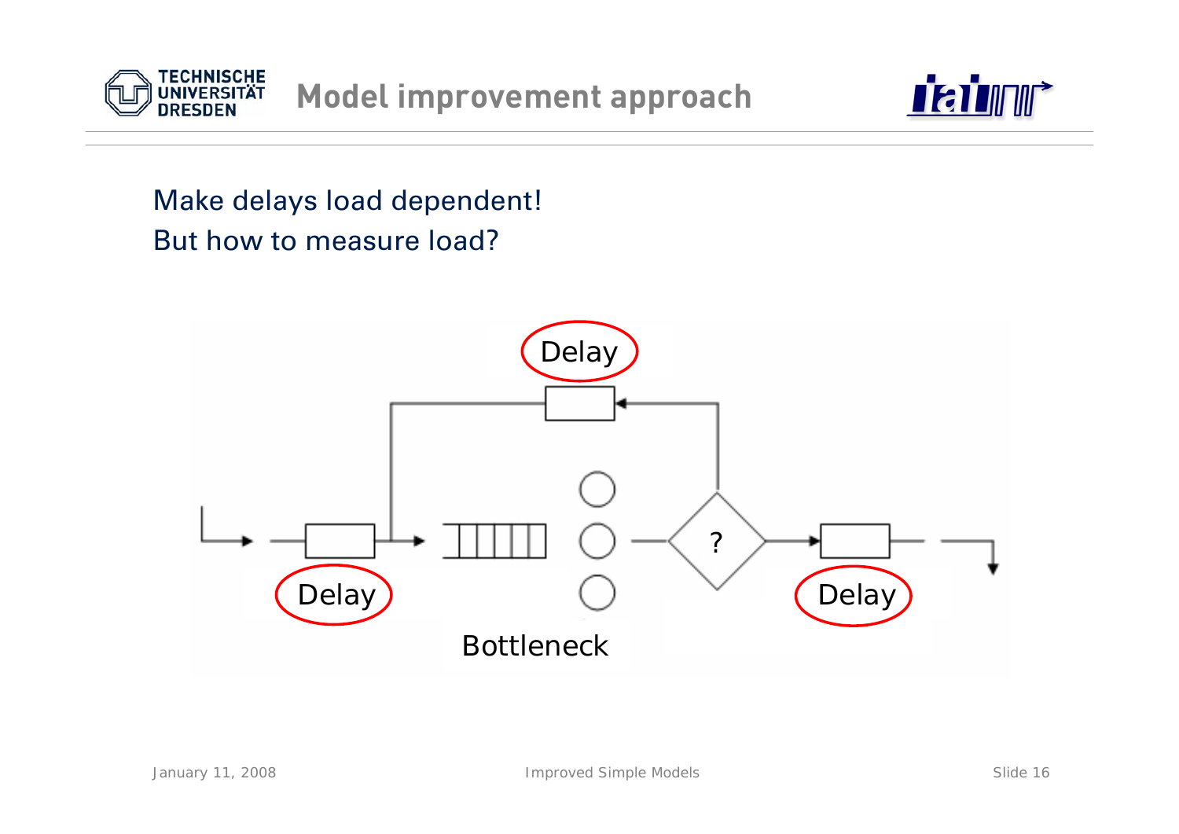# Model improvement approach

Make delays load dependent!
But how to measure load?

Delay

?

Delay

Bottleneck

Delay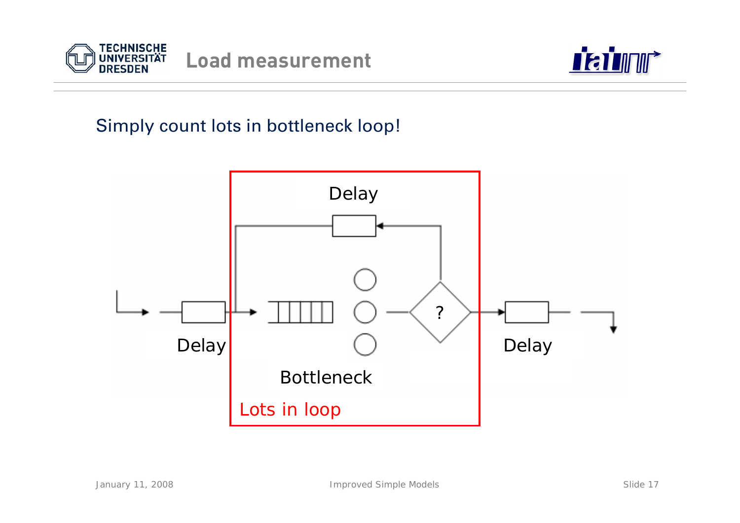# Load measurement

Simply count lots in bottleneck loop!

Delay

Delay

?

Delay

Bottleneck

Lots in loop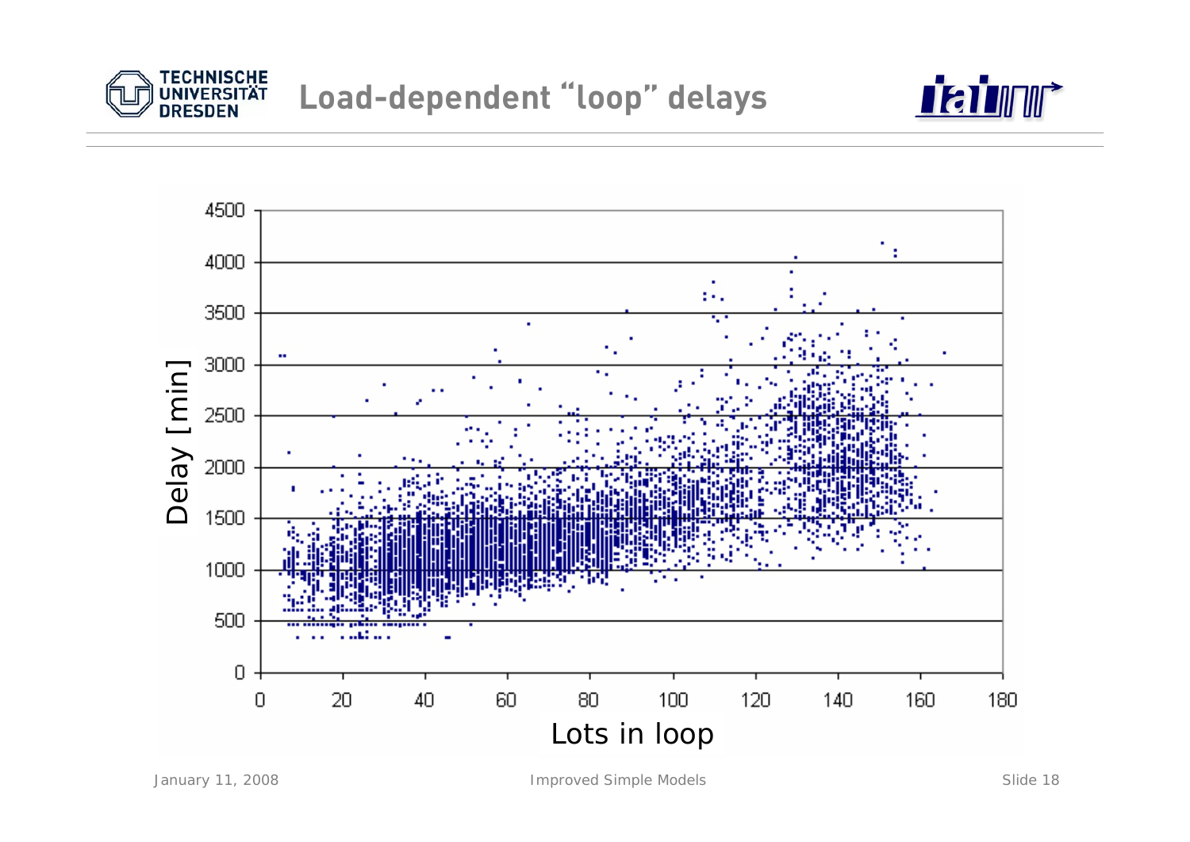# Load-dependent "loop" delays

Delay [min]

Lots in loop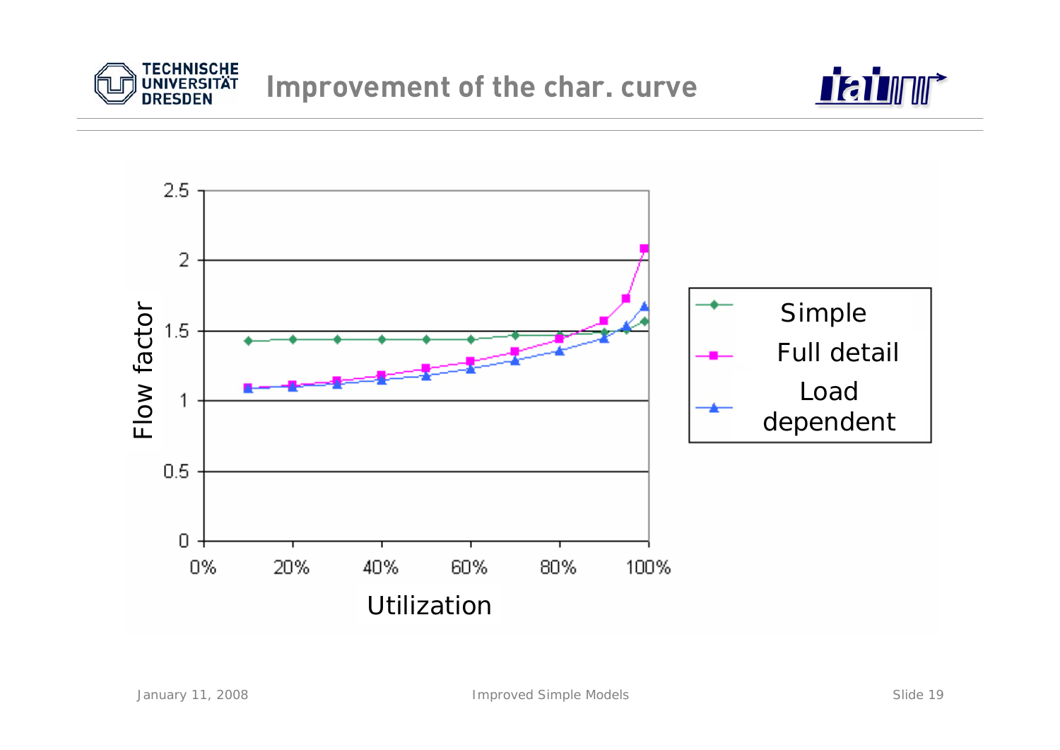# Improvement of the char. curve

Flow factor

Utilization

Simple

Full detail

Load dependent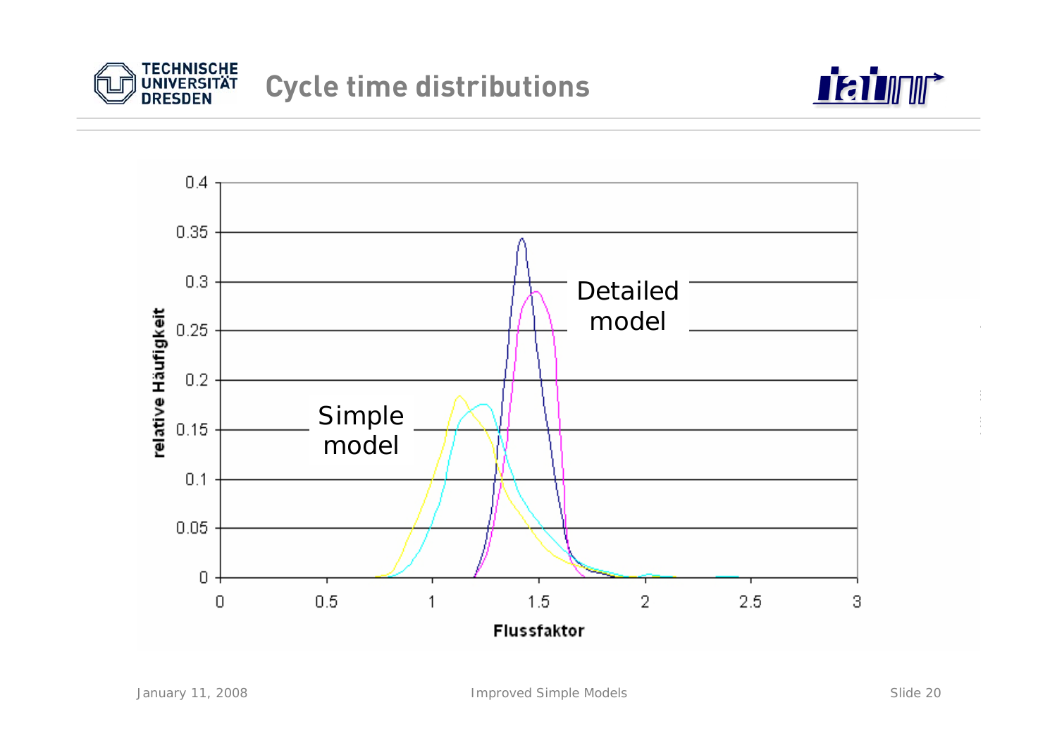# Cycle time distributions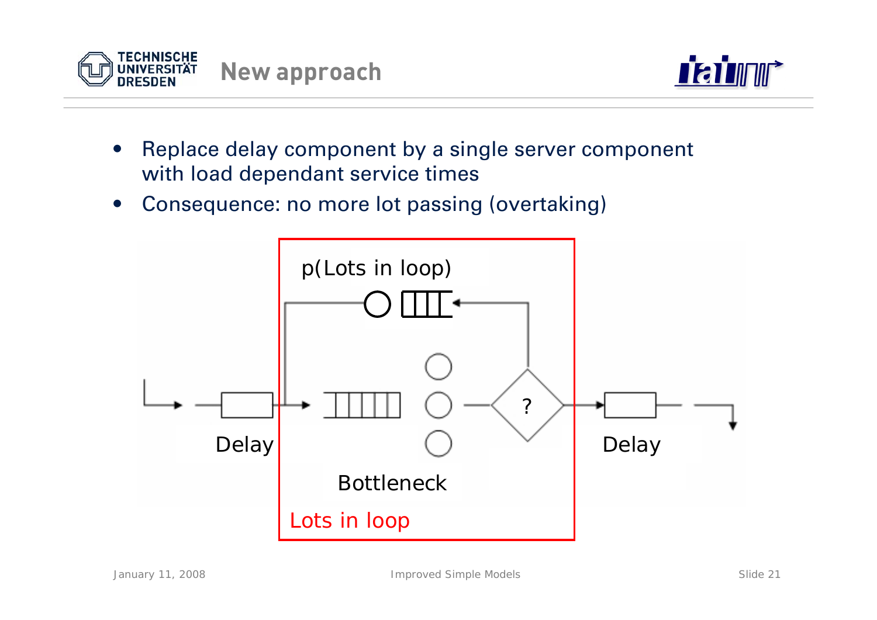# New approach

- Replace delay component by a single server component with load dependant service times
- Consequence: no more lot passing (overtaking)

p(Lots in loop)

Delay

?

Delay

Bottleneck

Lots in loop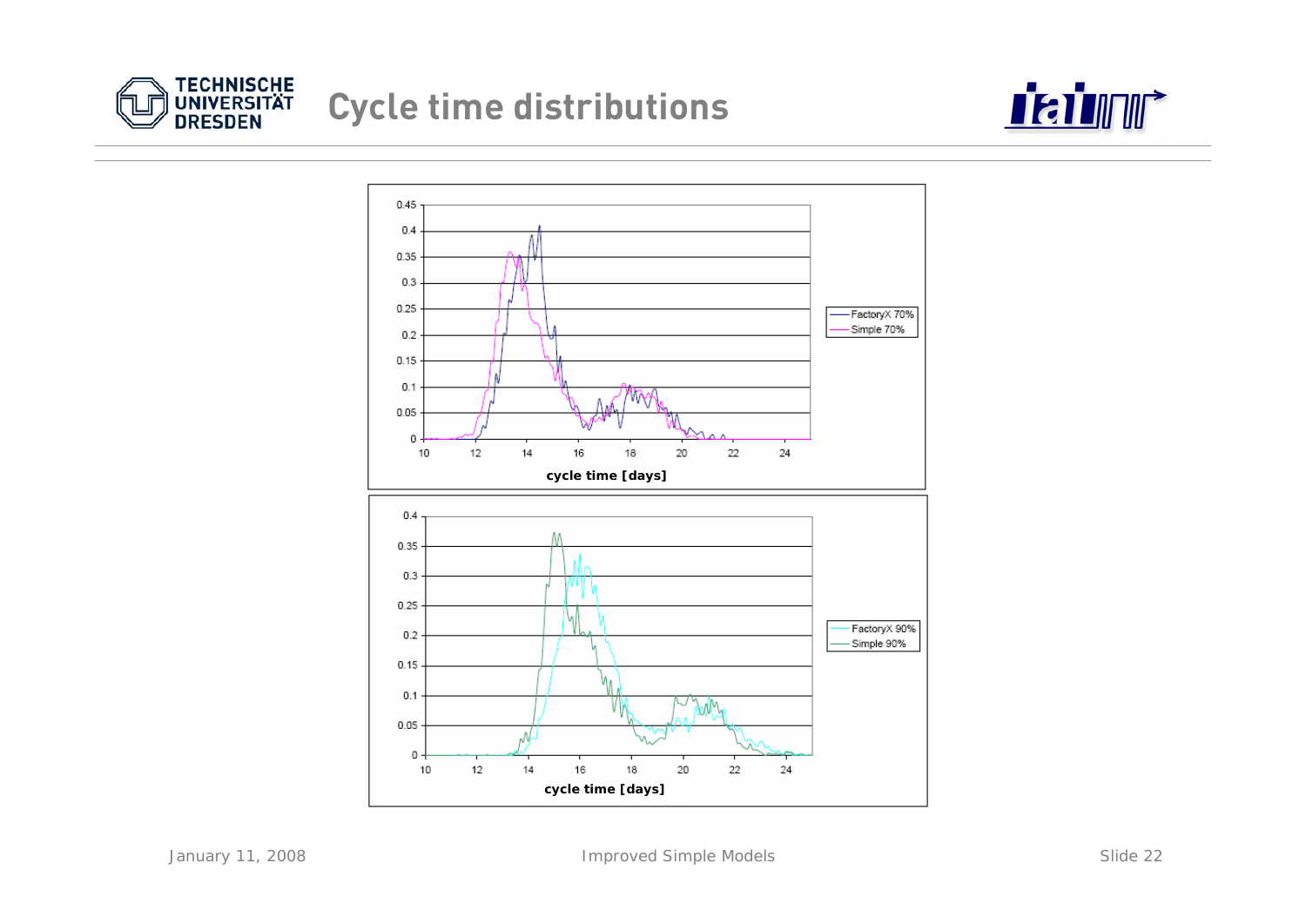# Cycle time distributions

0.45
0.4
0.35
0.3
0.25
0.2
0.15
0.1
0.05
0

10 12 14 16 18 20 22 24

cycle time [days]

FactoryX 70%
Simple 70%

0.4
0.35
0.3
0.25
0.2
0.15
0.1
0.05
0

10 12 14 16 18 20 22 24

cycle time [days]

FactoryX 90%
Simple 90%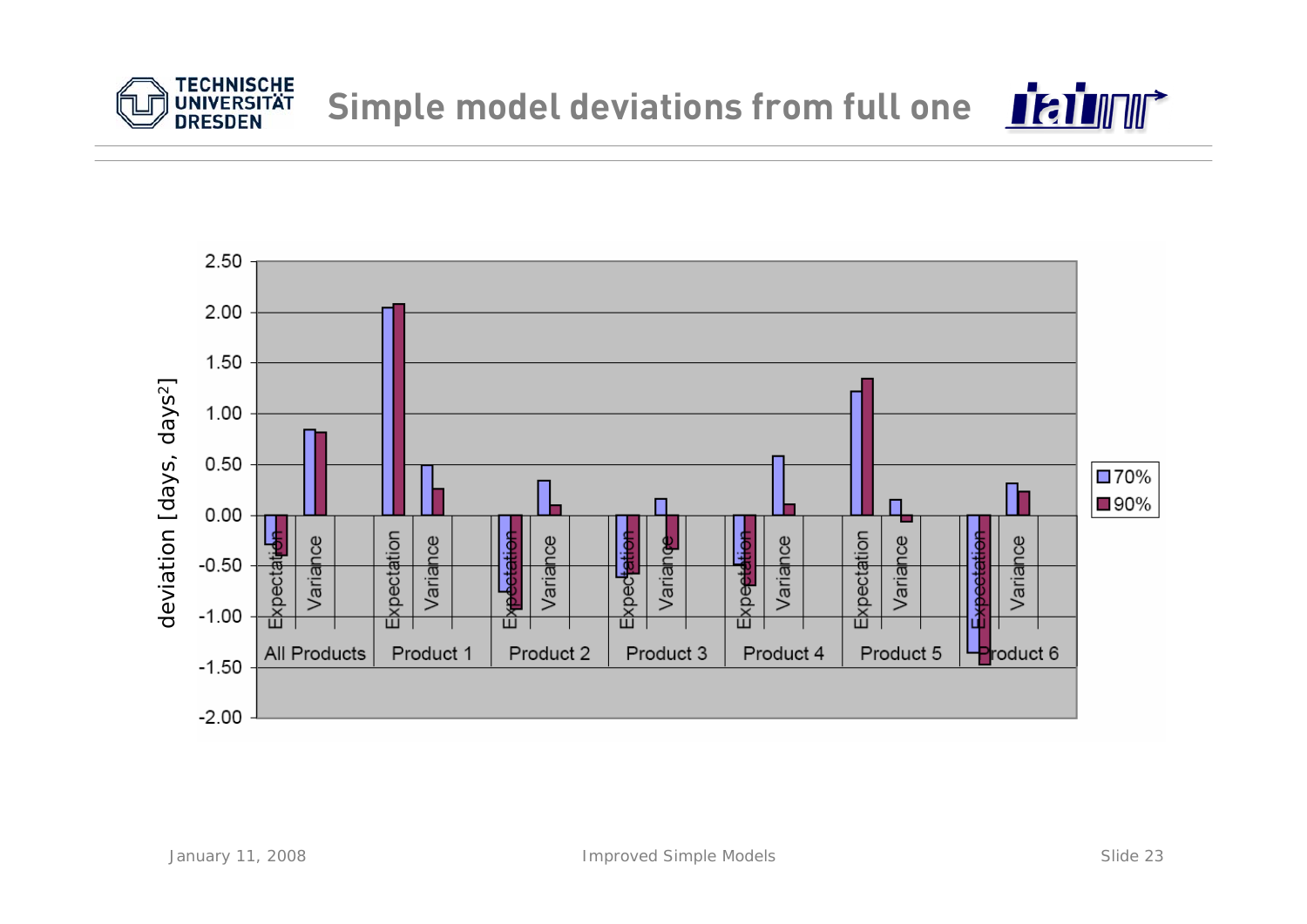# Simple model deviations from full one

| | All Products | | Product 1 | | Product 2 | | Product 3 | | Product 4 | | Product 5 | | Product 6 | |
|---|---|---|---|---|---|---|---|---|---|---|---|---|---|---|
| | Expectation | Variance | Expectation | Variance | Expectation | Variance | Expectation | Variance | Expectation | Variance | Expectation | Variance | Expectation | Variance |
| 70% | -0.29 | 0.84 | 2.04 | 0.49 | -0.76 | 0.34 | -0.61 | 0.16 | -0.49 | 0.58 | 1.22 | 0.15 | -1.36 | 0.31 |
| 90% | -0.40 | 0.81 | 2.08 | 0.26 | -0.91 | 0.10 | -0.58 | -0.33 | -0.70 | 0.10 | 1.34 | -0.07 | -1.47 | 0.23 |

*Values approximate, read from the chart (y-axis: deviation [days, days²]).*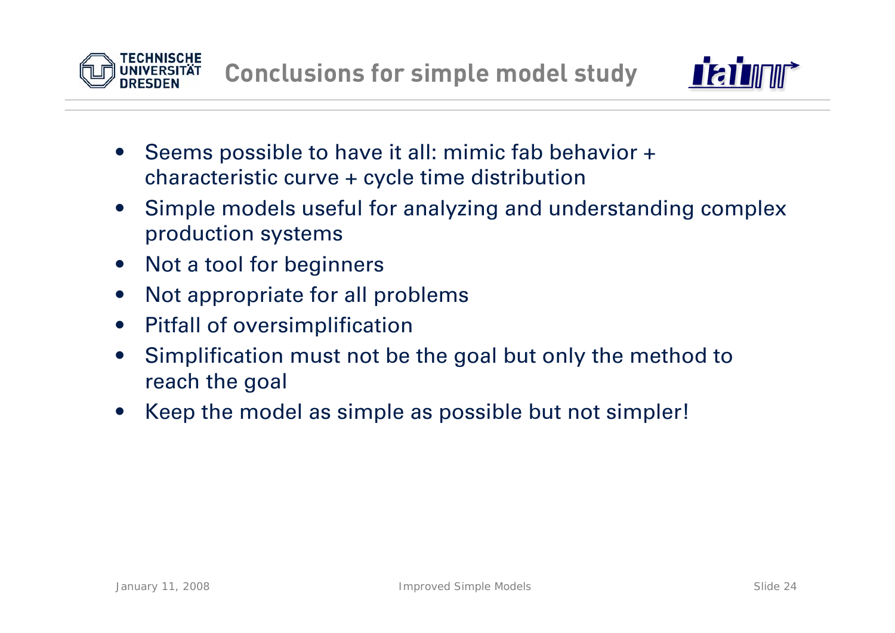# Conclusions for simple model study

- Seems possible to have it all: mimic fab behavior + characteristic curve + cycle time distribution
- Simple models useful for analyzing and understanding complex production systems
- Not a tool for beginners
- Not appropriate for all problems
- Pitfall of oversimplification
- Simplification must not be the goal but only the method to reach the goal
- Keep the model as simple as possible but not simpler!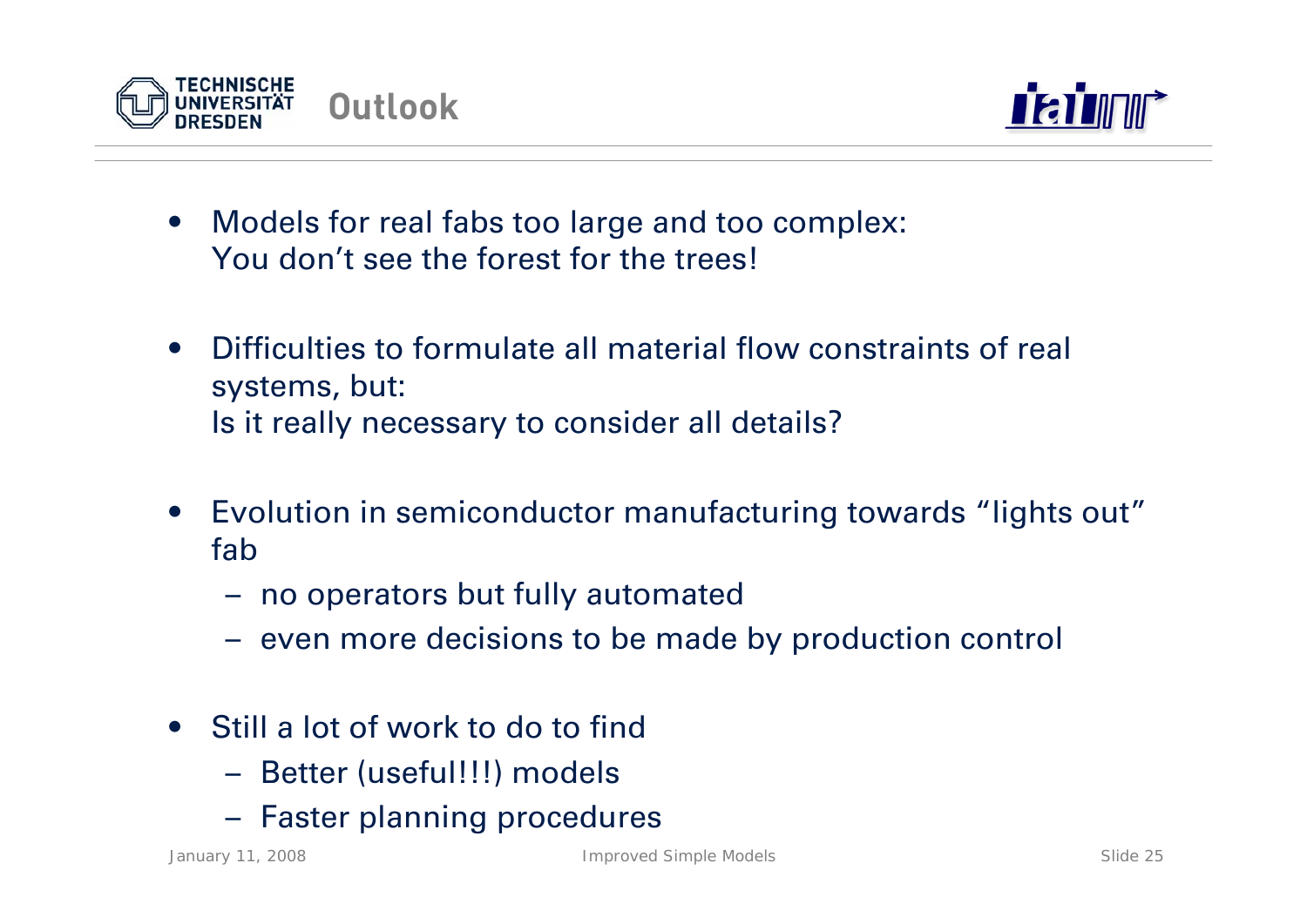# Outlook

- Models for real fabs too large and too complex:
  You don't see the forest for the trees!

- Difficulties to formulate all material flow constraints of real systems, but:
  Is it really necessary to consider all details?

- Evolution in semiconductor manufacturing towards "lights out" fab
  - no operators but fully automated
  - even more decisions to be made by production control

- Still a lot of work to do to find
  - Better (useful!!!) models
  - Faster planning procedures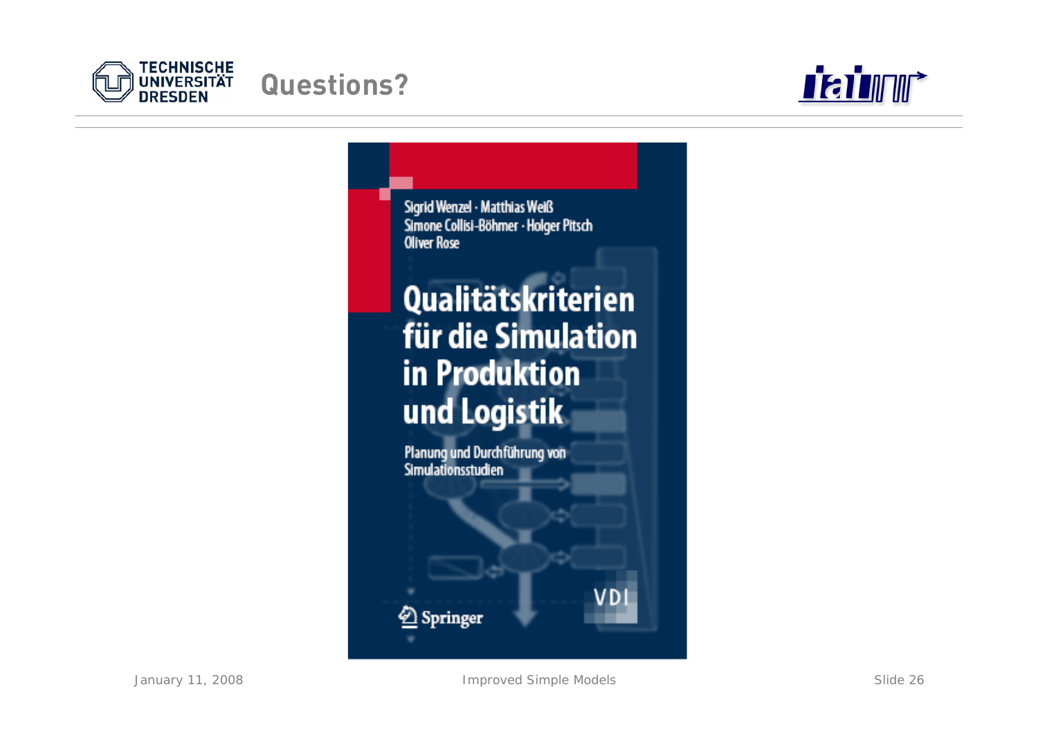# Questions?

Sigrid Wenzel · Matthias Weiß
Simone Collisi-Böhmer · Holger Pitsch
Oliver Rose

**Qualitätskriterien für die Simulation in Produktion und Logistik**

Planung und Durchführung von Simulationsstudien

Springer

VDI